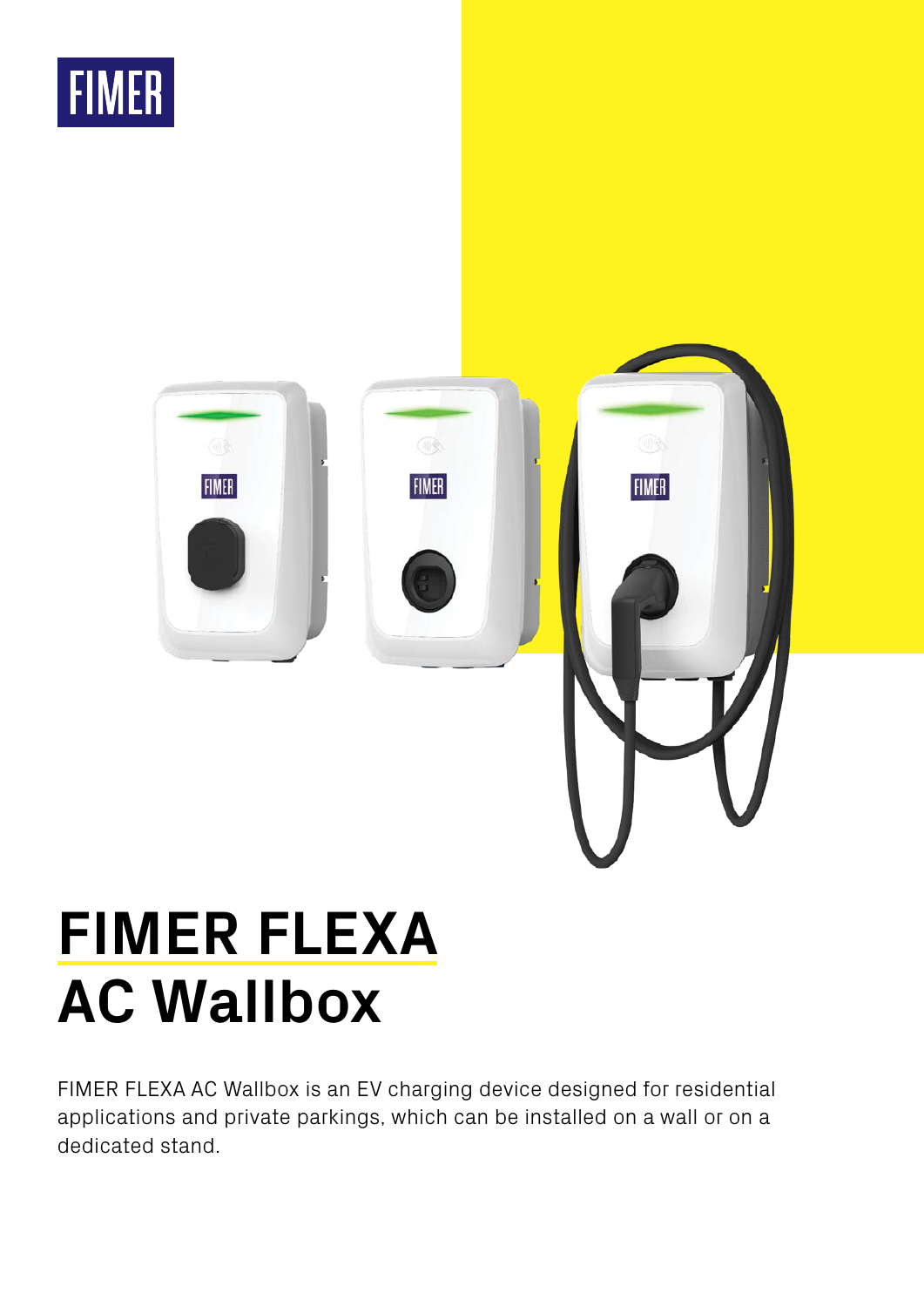FIMER

# FIMER FLEXA AC Wallbox

FIMER FLEXA AC Wallbox is an EV charging device designed for residential applications and private parkings, which can be installed on a wall or on a dedicated stand.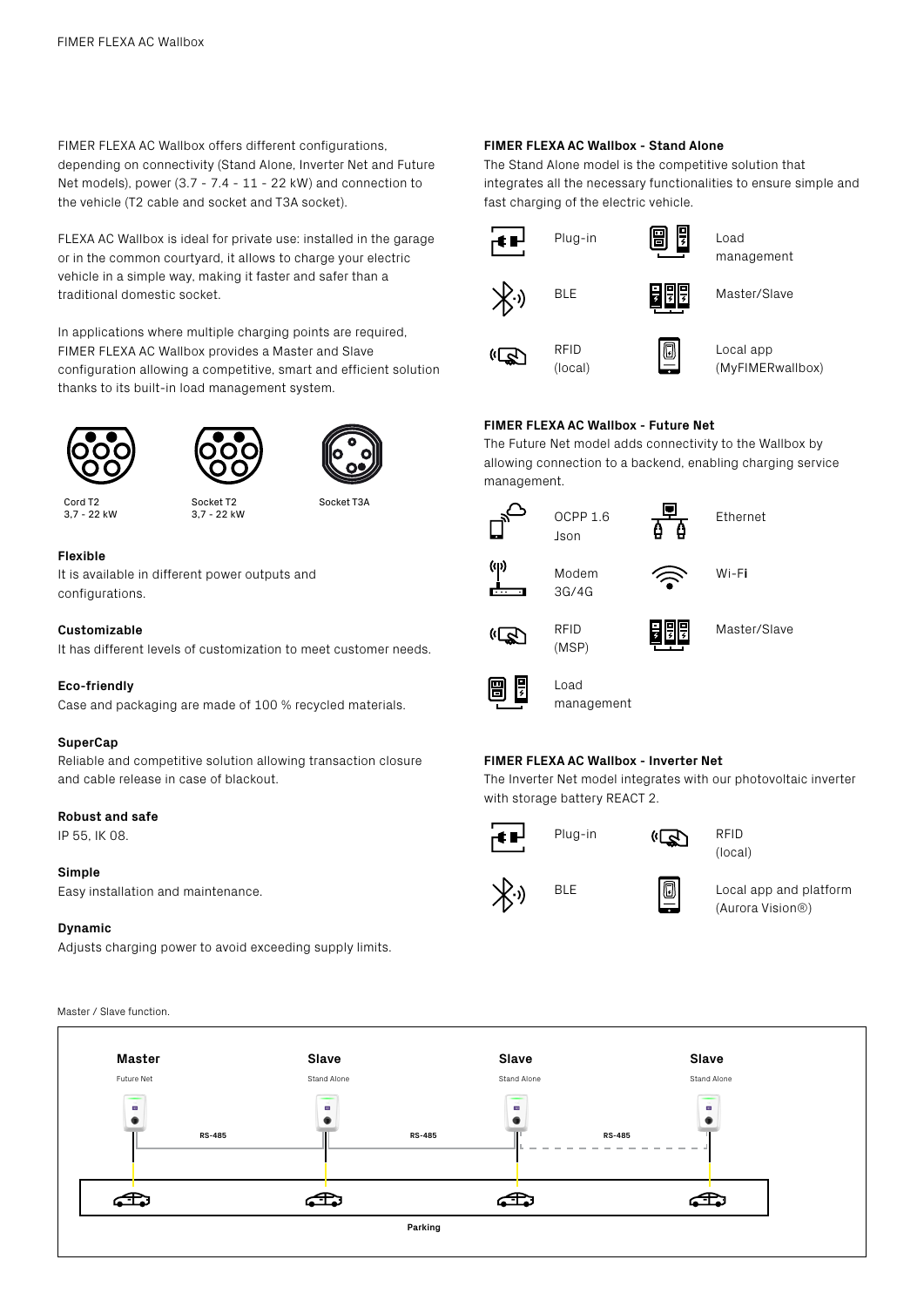FIMER FLEXA AC Wallbox offers different configurations, depending on connectivity (Stand Alone, Inverter Net and Future Net models), power (3.7 - 7.4 - 11 - 22 kW) and connection to the vehicle (T2 cable and socket and T3A socket).

FLEXA AC Wallbox is ideal for private use: installed in the garage or in the common courtyard, it allows to charge your electric vehicle in a simple way, making it faster and safer than a traditional domestic socket.

In applications where multiple charging points are required, FIMER FLEXA AC Wallbox provides a Master and Slave configuration allowing a competitive, smart and efficient solution thanks to its built-in load management system.

Cord T2
3,7 - 22 kW

Socket T2
3,7 - 22 kW

Socket T3A

**Flexible**
It is available in different power outputs and configurations.

**Customizable**
It has different levels of customization to meet customer needs.

**Eco-friendly**
Case and packaging are made of 100 % recycled materials.

**SuperCap**
Reliable and competitive solution allowing transaction closure and cable release in case of blackout.

**Robust and safe**
IP 55, IK 08.

**Simple**
Easy installation and maintenance.

**Dynamic**
Adjusts charging power to avoid exceeding supply limits.

**FIMER FLEXA AC Wallbox - Stand Alone**

The Stand Alone model is the competitive solution that integrates all the necessary functionalities to ensure simple and fast charging of the electric vehicle.

- Plug-in
- Load management
- BLE
- Master/Slave
- RFID (local)
- Local app (MyFIMERwallbox)

**FIMER FLEXA AC Wallbox - Future Net**

The Future Net model adds connectivity to the Wallbox by allowing connection to a backend, enabling charging service management.

- OCPP 1.6 Json
- Ethernet
- Modem 3G/4G
- Wi-Fi
- RFID (MSP)
- Master/Slave
- Load management

**FIMER FLEXA AC Wallbox - Inverter Net**

The Inverter Net model integrates with our photovoltaic inverter with storage battery REACT 2.

- Plug-in
- RFID (local)
- BLE
- Local app and platform (Aurora Vision®)

Master / Slave function.

Master – Future Net; Slave – Stand Alone; Slave – Stand Alone; Slave – Stand Alone

RS-485 | RS-485 | RS-485

Parking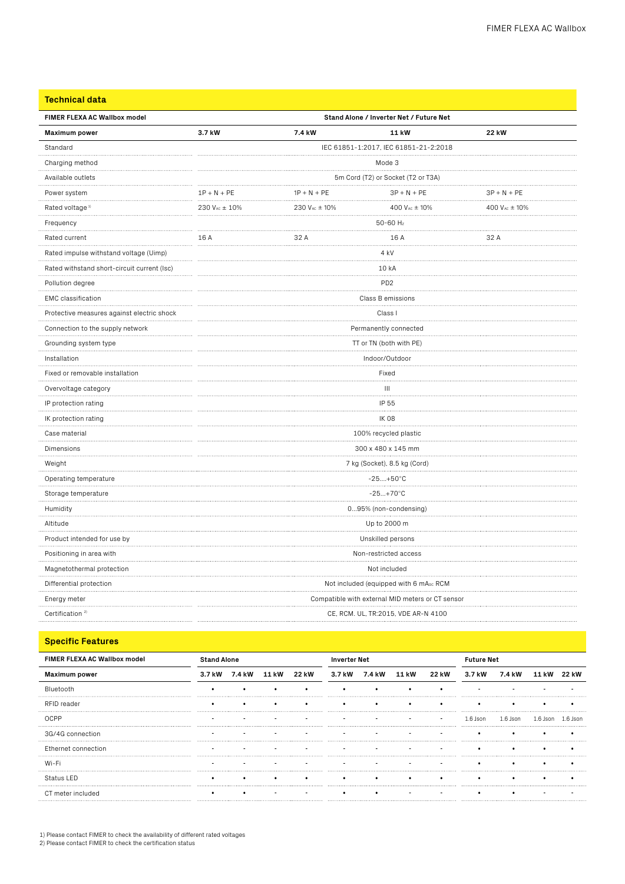## Technical data

| FIMER FLEXA AC Wallbox model | Stand Alone / Inverter Net / Future Net | | | |
|---|---|---|---|---|
| **Maximum power** | **3.7 kW** | **7.4 kW** | **11 kW** | **22 kW** |
| Standard | IEC 61851-1:2017, IEC 61851-21-2:2018 | | | |
| Charging method | Mode 3 | | | |
| Available outlets | 5m Cord (T2) or Socket (T2 or T3A) | | | |
| Power system | 1P + N + PE | 1P + N + PE | 3P + N + PE | 3P + N + PE |
| Rated voltage [1] | 230 $V_{AC}$ ± 10% | 230 $V_{AC}$ ± 10% | 400 $V_{AC}$ ± 10% | 400 $V_{AC}$ ± 10% |
| Frequency | 50-60 $H_z$ | | | |
| Rated current | 16 A | 32 A | 16 A | 32 A |
| Rated impulse withstand voltage (Uimp) | 4 kV | | | |
| Rated withstand short-circuit current (Isc) | 10 kA | | | |
| Pollution degree | PD2 | | | |
| EMC classification | Class B emissions | | | |
| Protective measures against electric shock | Class I | | | |
| Connection to the supply network | Permanently connected | | | |
| Grounding system type | TT or TN (both with PE) | | | |
| Installation | Indoor/Outdoor | | | |
| Fixed or removable installation | Fixed | | | |
| Overvoltage category | III | | | |
| IP protection rating | IP 55 | | | |
| IK protection rating | IK 08 | | | |
| Case material | 100% recycled plastic | | | |
| Dimensions | 300 x 480 x 145 mm | | | |
| Weight | 7 kg (Socket), 8.5 kg (Cord) | | | |
| Operating temperature | -25....+50°C | | | |
| Storage temperature | -25...+70°C | | | |
| Humidity | 0...95% (non-condensing) | | | |
| Altitude | Up to 2000 m | | | |
| Product intended for use by | Unskilled persons | | | |
| Positioning in area with | Non-restricted access | | | |
| Magnetothermal protection | Not included | | | |
| Differential protection | Not included (equipped with 6 $mA_{DC}$ RCM | | | |
| Energy meter | Compatible with external MID meters or CT sensor | | | |
| Certification [2] | CE, RCM. UL, TR:2015, VDE AR-N 4100 | | | |

## Specific Features

| FIMER FLEXA AC Wallbox model | Stand Alone | | | | Inverter Net | | | | Future Net | | | |
|---|---|---|---|---|---|---|---|---|---|---|---|---|
| **Maximum power** | **3.7 kW** | **7.4 kW** | **11 kW** | **22 kW** | **3.7 kW** | **7.4 kW** | **11 kW** | **22 kW** | **3.7 kW** | **7.4 kW** | **11 kW** | **22 kW** |
| Bluetooth | • | • | • | • | • | • | • | • | - | - | - | - |
| RFID reader | • | • | • | • | • | • | • | • | • | • | • | • |
| OCPP | - | - | - | - | - | - | - | - | 1.6 Json | 1.6 Json | 1.6 Json | 1.6 Json |
| 3G/4G connection | - | - | - | - | - | - | - | - | • | • | • | • |
| Ethernet connection | - | - | - | - | - | - | - | - | • | • | • | • |
| Wi-Fi | - | - | - | - | - | - | - | - | • | • | • | • |
| Status LED | • | • | • | • | • | • | • | • | • | • | • | • |
| CT meter included | • | • | - | - | • | • | - | - | • | • | - | - |

1) Please contact FIMER to check the availability of different rated voltages
2) Please contact FIMER to check the certification status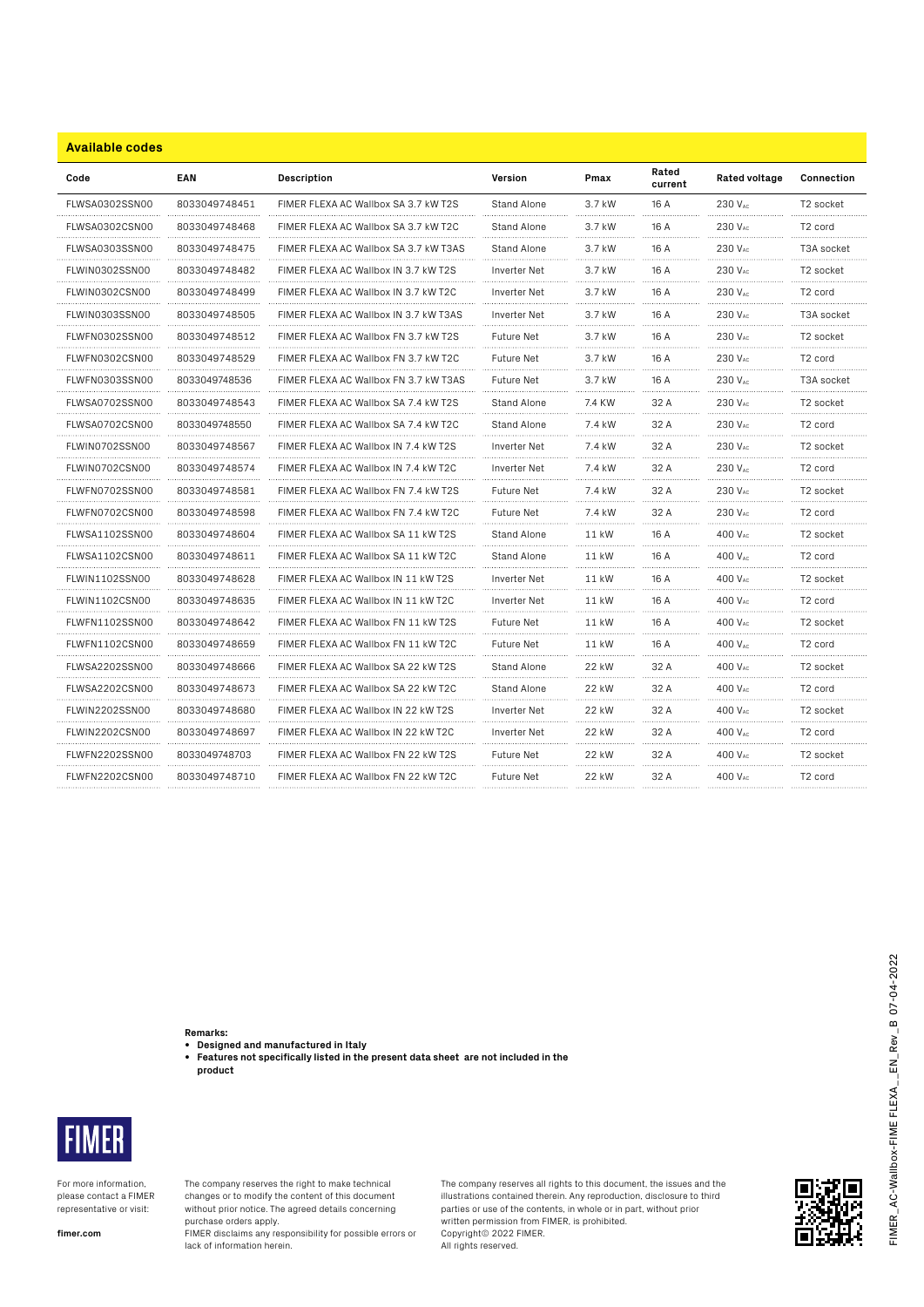## Available codes

| Code | EAN | Description | Version | Pmax | Rated current | Rated voltage | Connection |
|---|---|---|---|---|---|---|---|
| FLWSA0302SSN00 | 8033049748451 | FIMER FLEXA AC Wallbox SA 3.7 kW T2S | Stand Alone | 3.7 kW | 16 A | 230 $V_{AC}$ | T2 socket |
| FLWSA0302CSN00 | 8033049748468 | FIMER FLEXA AC Wallbox SA 3.7 kW T2C | Stand Alone | 3.7 kW | 16 A | 230 $V_{AC}$ | T2 cord |
| FLWSA0303SSN00 | 8033049748475 | FIMER FLEXA AC Wallbox SA 3.7 kW T3AS | Stand Alone | 3.7 kW | 16 A | 230 $V_{AC}$ | T3A socket |
| FLWIN0302SSN00 | 8033049748482 | FIMER FLEXA AC Wallbox IN 3.7 kW T2S | Inverter Net | 3.7 kW | 16 A | 230 $V_{AC}$ | T2 socket |
| FLWIN0302CSN00 | 8033049748499 | FIMER FLEXA AC Wallbox IN 3.7 kW T2C | Inverter Net | 3.7 kW | 16 A | 230 $V_{AC}$ | T2 cord |
| FLWIN0303SSN00 | 8033049748505 | FIMER FLEXA AC Wallbox IN 3.7 kW T3AS | Inverter Net | 3.7 kW | 16 A | 230 $V_{AC}$ | T3A socket |
| FLWFN0302SSN00 | 8033049748512 | FIMER FLEXA AC Wallbox FN 3.7 kW T2S | Future Net | 3.7 kW | 16 A | 230 $V_{AC}$ | T2 socket |
| FLWFN0302CSN00 | 8033049748529 | FIMER FLEXA AC Wallbox FN 3.7 kW T2C | Future Net | 3.7 kW | 16 A | 230 $V_{AC}$ | T2 cord |
| FLWFN0303SSN00 | 8033049748536 | FIMER FLEXA AC Wallbox FN 3.7 kW T3AS | Future Net | 3.7 kW | 16 A | 230 $V_{AC}$ | T3A socket |
| FLWSA0702SSN00 | 8033049748543 | FIMER FLEXA AC Wallbox SA 7.4 kW T2S | Stand Alone | 7.4 KW | 32 A | 230 $V_{AC}$ | T2 socket |
| FLWSA0702CSN00 | 8033049748550 | FIMER FLEXA AC Wallbox SA 7.4 kW T2C | Stand Alone | 7.4 kW | 32 A | 230 $V_{AC}$ | T2 cord |
| FLWIN0702SSN00 | 8033049748567 | FIMER FLEXA AC Wallbox IN 7.4 kW T2S | Inverter Net | 7.4 kW | 32 A | 230 $V_{AC}$ | T2 socket |
| FLWIN0702CSN00 | 8033049748574 | FIMER FLEXA AC Wallbox IN 7.4 kW T2C | Inverter Net | 7.4 kW | 32 A | 230 $V_{AC}$ | T2 cord |
| FLWFN0702SSN00 | 8033049748581 | FIMER FLEXA AC Wallbox FN 7.4 kW T2S | Future Net | 7.4 kW | 32 A | 230 $V_{AC}$ | T2 socket |
| FLWFN0702CSN00 | 8033049748598 | FIMER FLEXA AC Wallbox FN 7.4 kW T2C | Future Net | 7.4 kW | 32 A | 230 $V_{AC}$ | T2 cord |
| FLWSA1102SSN00 | 8033049748604 | FIMER FLEXA AC Wallbox SA 11 kW T2S | Stand Alone | 11 kW | 16 A | 400 $V_{AC}$ | T2 socket |
| FLWSA1102CSN00 | 8033049748611 | FIMER FLEXA AC Wallbox SA 11 kW T2C | Stand Alone | 11 kW | 16 A | 400 $V_{AC}$ | T2 cord |
| FLWIN1102SSN00 | 8033049748628 | FIMER FLEXA AC Wallbox IN 11 kW T2S | Inverter Net | 11 kW | 16 A | 400 $V_{AC}$ | T2 socket |
| FLWIN1102CSN00 | 8033049748635 | FIMER FLEXA AC Wallbox IN 11 kW T2C | Inverter Net | 11 kW | 16 A | 400 $V_{AC}$ | T2 cord |
| FLWFN1102SSN00 | 8033049748642 | FIMER FLEXA AC Wallbox FN 11 kW T2S | Future Net | 11 kW | 16 A | 400 $V_{AC}$ | T2 socket |
| FLWFN1102CSN00 | 8033049748659 | FIMER FLEXA AC Wallbox FN 11 kW T2C | Future Net | 11 kW | 16 A | 400 $V_{AC}$ | T2 cord |
| FLWSA2202SSN00 | 8033049748666 | FIMER FLEXA AC Wallbox SA 22 kW T2S | Stand Alone | 22 kW | 32 A | 400 $V_{AC}$ | T2 socket |
| FLWSA2202CSN00 | 8033049748673 | FIMER FLEXA AC Wallbox SA 22 kW T2C | Stand Alone | 22 kW | 32 A | 400 $V_{AC}$ | T2 cord |
| FLWIN2202SSN00 | 8033049748680 | FIMER FLEXA AC Wallbox IN 22 kW T2S | Inverter Net | 22 kW | 32 A | 400 $V_{AC}$ | T2 socket |
| FLWIN2202CSN00 | 8033049748697 | FIMER FLEXA AC Wallbox IN 22 kW T2C | Inverter Net | 22 kW | 32 A | 400 $V_{AC}$ | T2 cord |
| FLWFN2202SSN00 | 8033049748703 | FIMER FLEXA AC Wallbox FN 22 kW T2S | Future Net | 22 kW | 32 A | 400 $V_{AC}$ | T2 socket |
| FLWFN2202CSN00 | 8033049748710 | FIMER FLEXA AC Wallbox FN 22 kW T2C | Future Net | 22 kW | 32 A | 400 $V_{AC}$ | T2 cord |

**Remarks:**

- **Designed and manufactured in Italy**
- **Features not specifically listed in the present data sheet are not included in the product**

For more information, please contact a FIMER representative or visit:

**fimer.com**

The company reserves the right to make technical changes or to modify the content of this document without prior notice. The agreed details concerning purchase orders apply.
FIMER disclaims any responsibility for possible errors or lack of information herein.

The company reserves all rights to this document, the issues and the illustrations contained therein. Any reproduction, disclosure to third parties or use of the contents, in whole or in part, without prior written permission from FIMER, is prohibited.
Copyright© 2022 FIMER.
All rights reserved.

FIMER_AC-Wallbox-FIME FLEXA__EN_Rev_B 07-04-2022